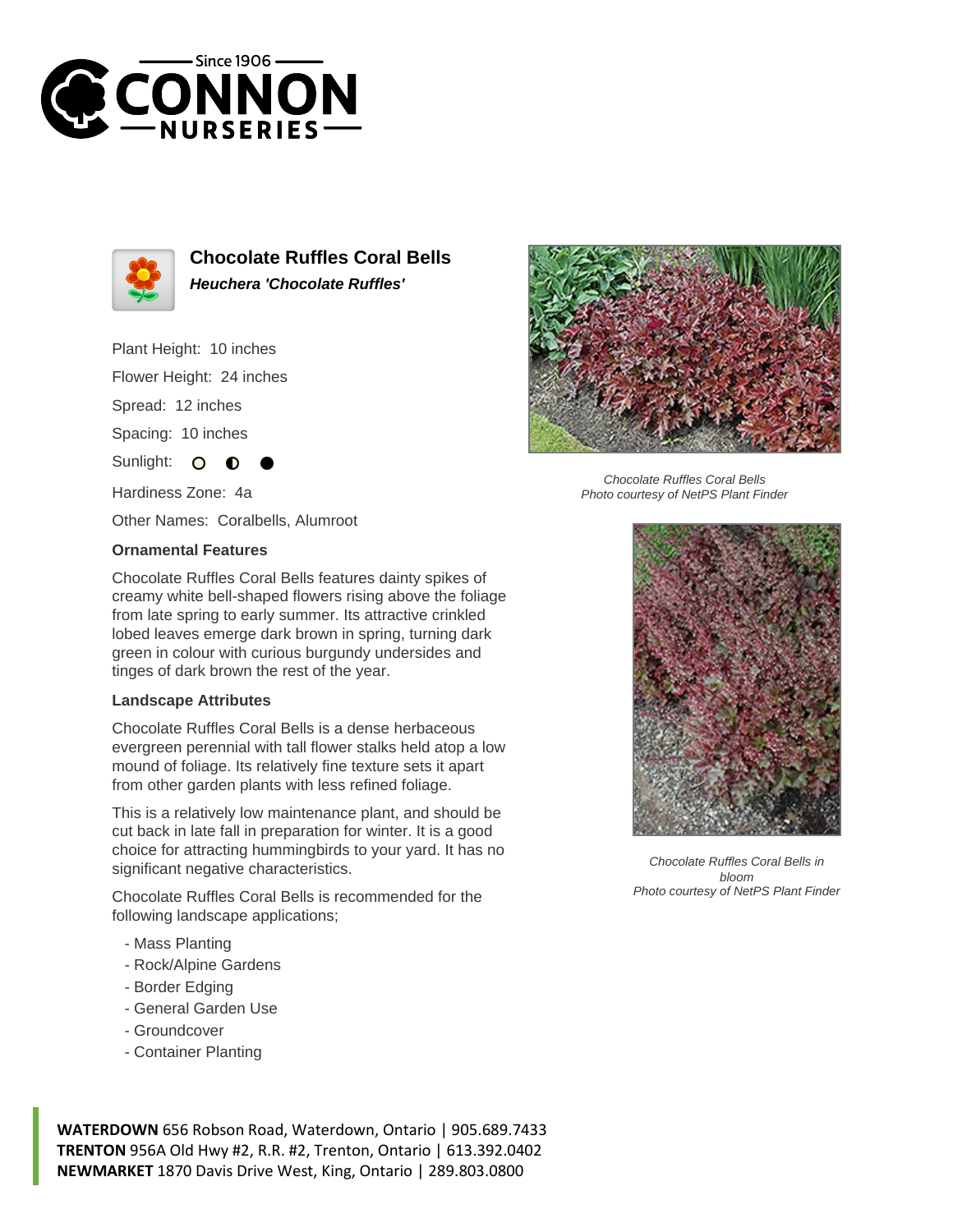# Chocolate Ruffles Coral Bells

***Heuchera 'Chocolate Ruffles'***

Plant Height: 10 inches

Flower Height: 24 inches

Spread: 12 inches

Spacing: 10 inches

Sunlight:

Hardiness Zone: 4a

Other Names: Coralbells, Alumroot

### Ornamental Features

Chocolate Ruffles Coral Bells features dainty spikes of creamy white bell-shaped flowers rising above the foliage from late spring to early summer. Its attractive crinkled lobed leaves emerge dark brown in spring, turning dark green in colour with curious burgundy undersides and tinges of dark brown the rest of the year.

### Landscape Attributes

Chocolate Ruffles Coral Bells is a dense herbaceous evergreen perennial with tall flower stalks held atop a low mound of foliage. Its relatively fine texture sets it apart from other garden plants with less refined foliage.

This is a relatively low maintenance plant, and should be cut back in late fall in preparation for winter. It is a good choice for attracting hummingbirds to your yard. It has no significant negative characteristics.

Chocolate Ruffles Coral Bells is recommended for the following landscape applications;

- Mass Planting
- Rock/Alpine Gardens
- Border Edging
- General Garden Use
- Groundcover
- Container Planting

*Chocolate Ruffles Coral Bells*
*Photo courtesy of NetPS Plant Finder*

*Chocolate Ruffles Coral Bells in bloom*
*Photo courtesy of NetPS Plant Finder*

**WATERDOWN** 656 Robson Road, Waterdown, Ontario | 905.689.7433
**TRENTON** 956A Old Hwy #2, R.R. #2, Trenton, Ontario | 613.392.0402
**NEWMARKET** 1870 Davis Drive West, King, Ontario | 289.803.0800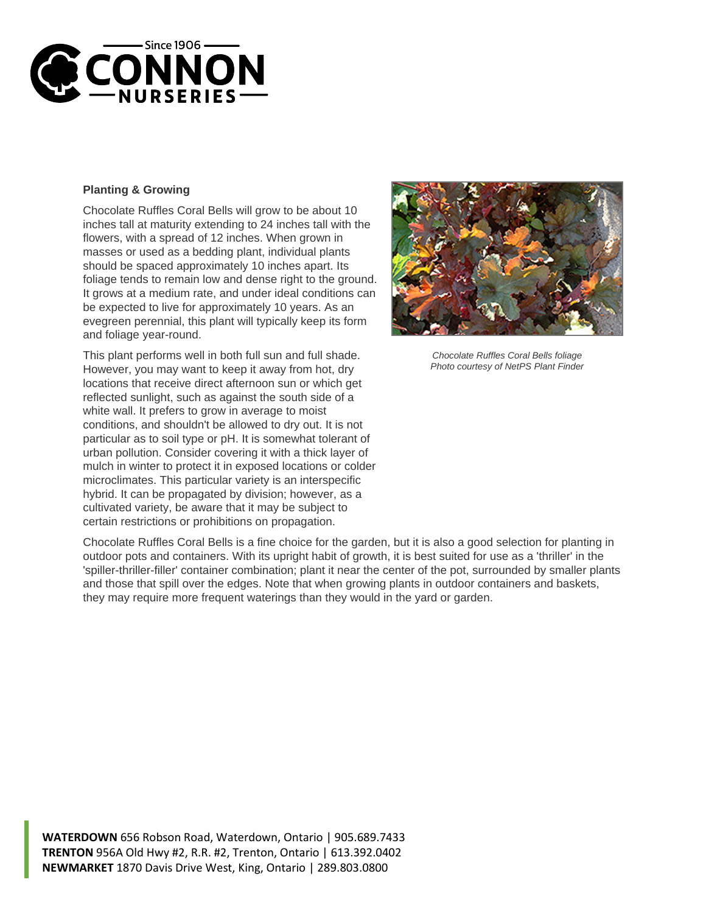### Planting & Growing

Chocolate Ruffles Coral Bells will grow to be about 10 inches tall at maturity extending to 24 inches tall with the flowers, with a spread of 12 inches. When grown in masses or used as a bedding plant, individual plants should be spaced approximately 10 inches apart. Its foliage tends to remain low and dense right to the ground. It grows at a medium rate, and under ideal conditions can be expected to live for approximately 10 years. As an evegreen perennial, this plant will typically keep its form and foliage year-round.

This plant performs well in both full sun and full shade. However, you may want to keep it away from hot, dry locations that receive direct afternoon sun or which get reflected sunlight, such as against the south side of a white wall. It prefers to grow in average to moist conditions, and shouldn't be allowed to dry out. It is not particular as to soil type or pH. It is somewhat tolerant of urban pollution. Consider covering it with a thick layer of mulch in winter to protect it in exposed locations or colder microclimates. This particular variety is an interspecific hybrid. It can be propagated by division; however, as a cultivated variety, be aware that it may be subject to certain restrictions or prohibitions on propagation.

*Chocolate Ruffles Coral Bells foliage*
*Photo courtesy of NetPS Plant Finder*

Chocolate Ruffles Coral Bells is a fine choice for the garden, but it is also a good selection for planting in outdoor pots and containers. With its upright habit of growth, it is best suited for use as a 'thriller' in the 'spiller-thriller-filler' container combination; plant it near the center of the pot, surrounded by smaller plants and those that spill over the edges. Note that when growing plants in outdoor containers and baskets, they may require more frequent waterings than they would in the yard or garden.